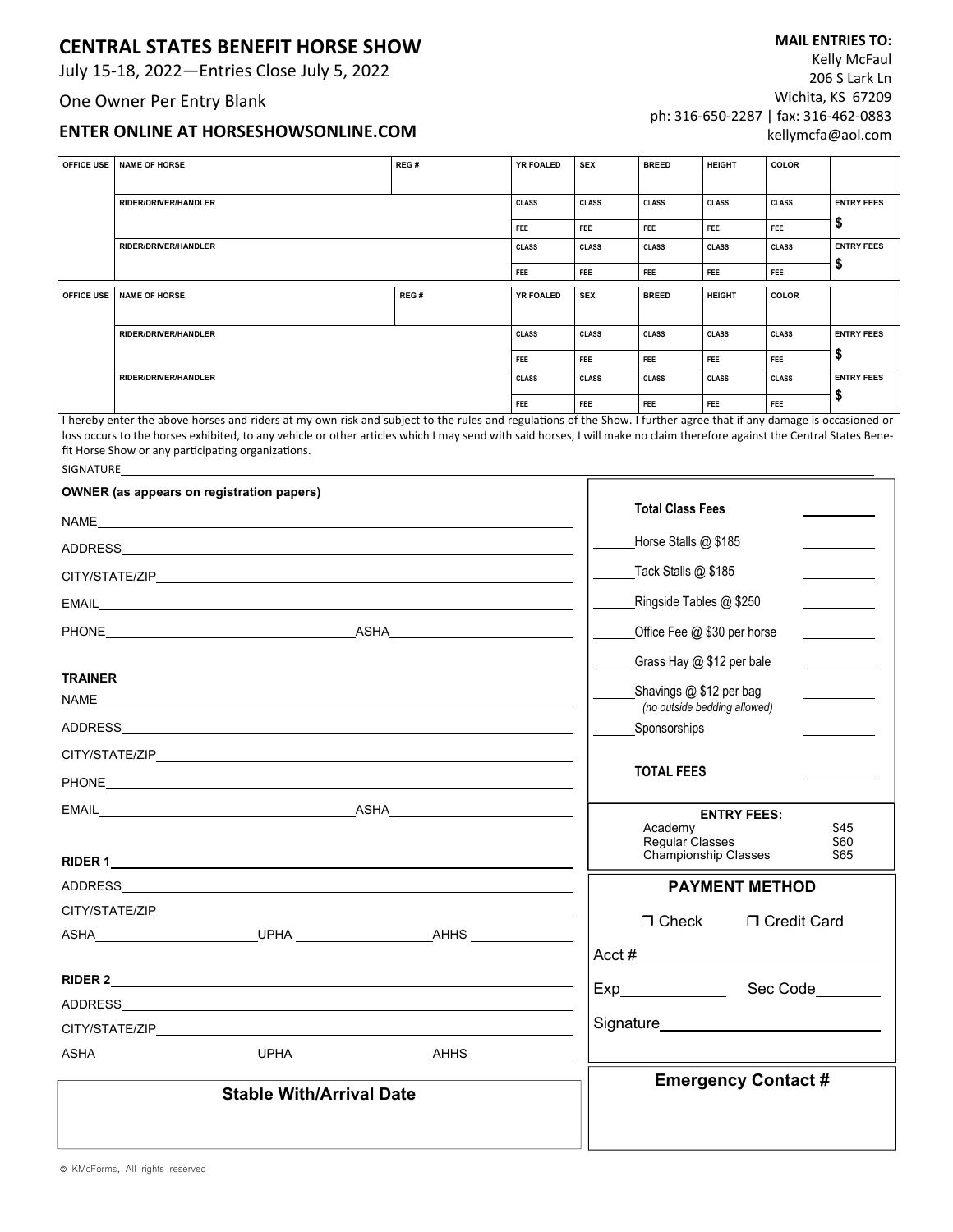# CENTRAL STATES BENEFIT HORSE SHOW

July 15-18, 2022—Entries Close July 5, 2022

One Owner Per Entry Blank

**ENTER ONLINE AT HORSESHOWSONLINE.COM**

**MAIL ENTRIES TO:**
Kelly McFaul
206 S Lark Ln
Wichita, KS 67209
ph: 316-650-2287 | fax: 316-462-0883
kellymcfa@aol.com

| OFFICE USE | NAME OF HORSE | REG # | YR FOALED | SEX | BREED | HEIGHT | COLOR | |
|---|---|---|---|---|---|---|---|---|
| | RIDER/DRIVER/HANDLER | | CLASS | CLASS | CLASS | CLASS | CLASS | ENTRY FEES |
| | | | FEE | FEE | FEE | FEE | FEE | $ |
| | RIDER/DRIVER/HANDLER | | CLASS | CLASS | CLASS | CLASS | CLASS | ENTRY FEES |
| | | | FEE | FEE | FEE | FEE | FEE | $ |

| OFFICE USE | NAME OF HORSE | REG # | YR FOALED | SEX | BREED | HEIGHT | COLOR | |
|---|---|---|---|---|---|---|---|---|
| | RIDER/DRIVER/HANDLER | | CLASS | CLASS | CLASS | CLASS | CLASS | ENTRY FEES |
| | | | FEE | FEE | FEE | FEE | FEE | $ |
| | RIDER/DRIVER/HANDLER | | CLASS | CLASS | CLASS | CLASS | CLASS | ENTRY FEES |
| | | | FEE | FEE | FEE | FEE | FEE | $ |

I hereby enter the above horses and riders at my own risk and subject to the rules and regulations of the Show. I further agree that if any damage is occasioned or loss occurs to the horses exhibited, to any vehicle or other articles which I may send with said horses, I will make no claim therefore against the Central States Benefit Horse Show or any participating organizations.

SIGNATURE\_\_\_\_\_\_\_\_\_\_\_\_\_\_\_\_\_\_\_\_\_\_\_\_\_\_\_\_\_\_

**OWNER (as appears on registration papers)**

NAME\_\_\_\_\_\_\_\_\_\_\_\_\_\_\_\_\_\_\_\_\_\_\_\_\_\_\_\_\_\_

ADDRESS\_\_\_\_\_\_\_\_\_\_\_\_\_\_\_\_\_\_\_\_\_\_\_\_\_\_\_\_\_\_

CITY/STATE/ZIP\_\_\_\_\_\_\_\_\_\_\_\_\_\_\_\_\_\_\_\_\_\_\_\_\_\_\_\_\_\_

EMAIL\_\_\_\_\_\_\_\_\_\_\_\_\_\_\_\_\_\_\_\_\_\_\_\_\_\_\_\_\_\_

PHONE\_\_\_\_\_\_\_\_\_\_\_\_\_\_\_\_ ASHA\_\_\_\_\_\_\_\_\_\_\_\_\_\_\_\_

**TRAINER**

NAME\_\_\_\_\_\_\_\_\_\_\_\_\_\_\_\_\_\_\_\_\_\_\_\_\_\_\_\_\_\_

ADDRESS\_\_\_\_\_\_\_\_\_\_\_\_\_\_\_\_\_\_\_\_\_\_\_\_\_\_\_\_\_\_

CITY/STATE/ZIP\_\_\_\_\_\_\_\_\_\_\_\_\_\_\_\_\_\_\_\_\_\_\_\_\_\_\_\_\_\_

PHONE\_\_\_\_\_\_\_\_\_\_\_\_\_\_\_\_\_\_\_\_\_\_\_\_\_\_\_\_\_\_

EMAIL\_\_\_\_\_\_\_\_\_\_\_\_\_\_\_\_ ASHA\_\_\_\_\_\_\_\_\_\_\_\_\_\_\_\_

**RIDER 1**\_\_\_\_\_\_\_\_\_\_\_\_\_\_\_\_\_\_\_\_\_\_\_\_\_\_\_\_\_\_

ADDRESS\_\_\_\_\_\_\_\_\_\_\_\_\_\_\_\_\_\_\_\_\_\_\_\_\_\_\_\_\_\_

CITY/STATE/ZIP\_\_\_\_\_\_\_\_\_\_\_\_\_\_\_\_\_\_\_\_\_\_\_\_\_\_\_\_\_\_

ASHA\_\_\_\_\_\_\_\_\_\_ UPHA\_\_\_\_\_\_\_\_\_\_ AHHS\_\_\_\_\_\_\_\_\_\_

**RIDER 2**\_\_\_\_\_\_\_\_\_\_\_\_\_\_\_\_\_\_\_\_\_\_\_\_\_\_\_\_\_\_

ADDRESS\_\_\_\_\_\_\_\_\_\_\_\_\_\_\_\_\_\_\_\_\_\_\_\_\_\_\_\_\_\_

CITY/STATE/ZIP\_\_\_\_\_\_\_\_\_\_\_\_\_\_\_\_\_\_\_\_\_\_\_\_\_\_\_\_\_\_

ASHA\_\_\_\_\_\_\_\_\_\_ UPHA\_\_\_\_\_\_\_\_\_\_ AHHS\_\_\_\_\_\_\_\_\_\_

**Stable With/Arrival Date**

| | | |
|---|---|---|
| | **Total Class Fees** | \_\_\_\_\_\_ |
| \_\_\_\_\_\_ | Horse Stalls @ $185 | \_\_\_\_\_\_ |
| \_\_\_\_\_\_ | Tack Stalls @ $185 | \_\_\_\_\_\_ |
| \_\_\_\_\_\_ | Ringside Tables @ $250 | \_\_\_\_\_\_ |
| \_\_\_\_\_\_ | Office Fee @ $30 per horse | \_\_\_\_\_\_ |
| \_\_\_\_\_\_ | Grass Hay @ $12 per bale | \_\_\_\_\_\_ |
| \_\_\_\_\_\_ | Shavings @ $12 per bag *(no outside bedding allowed)* | \_\_\_\_\_\_ |
| \_\_\_\_\_\_ | Sponsorships | \_\_\_\_\_\_ |
| | **TOTAL FEES** | \_\_\_\_\_\_ |

**ENTRY FEES:**

| | |
|---|---|
| Academy | $45 |
| Regular Classes | $60 |
| Championship Classes | $65 |

**PAYMENT METHOD**

❐ Check ❐ Credit Card

Acct #\_\_\_\_\_\_\_\_\_\_\_\_\_\_\_\_\_\_\_\_

Exp\_\_\_\_\_\_\_\_\_\_ Sec Code\_\_\_\_\_\_\_\_

Signature\_\_\_\_\_\_\_\_\_\_\_\_\_\_\_\_\_\_\_\_

**Emergency Contact #**

© KMcForms, All rights reserved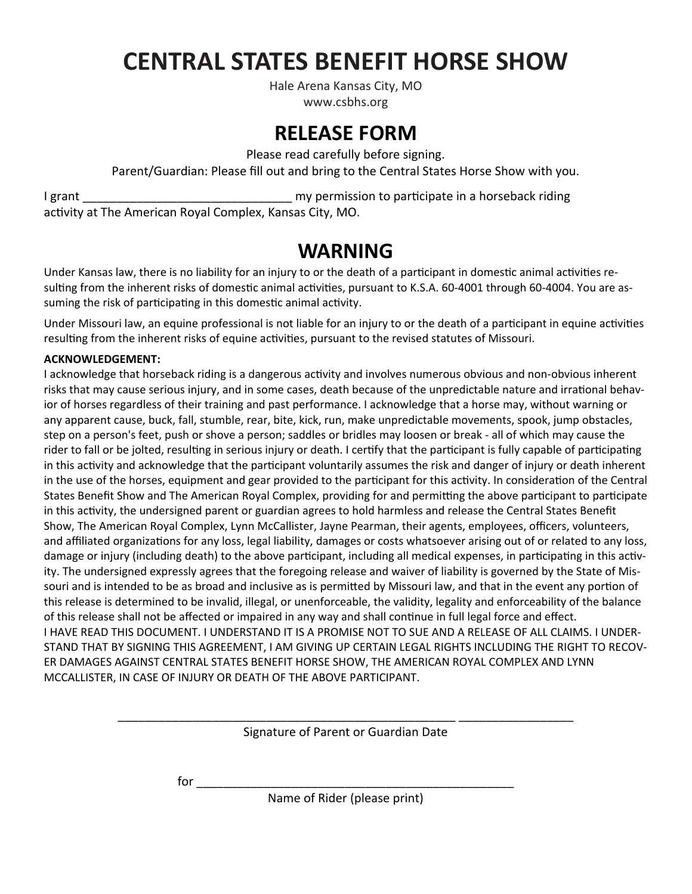# CENTRAL STATES BENEFIT HORSE SHOW

Hale Arena Kansas City, MO
www.csbhs.org

## RELEASE FORM

Please read carefully before signing.
Parent/Guardian: Please fill out and bring to the Central States Horse Show with you.

I grant _______________________________ my permission to participate in a horseback riding activity at The American Royal Complex, Kansas City, MO.

## WARNING

Under Kansas law, there is no liability for an injury to or the death of a participant in domestic animal activities resulting from the inherent risks of domestic animal activities, pursuant to K.S.A. 60-4001 through 60-4004. You are assuming the risk of participating in this domestic animal activity.

Under Missouri law, an equine professional is not liable for an injury to or the death of a participant in equine activities resulting from the inherent risks of equine activities, pursuant to the revised statutes of Missouri.

**ACKNOWLEDGEMENT:**

I acknowledge that horseback riding is a dangerous activity and involves numerous obvious and non-obvious inherent risks that may cause serious injury, and in some cases, death because of the unpredictable nature and irrational behavior of horses regardless of their training and past performance. I acknowledge that a horse may, without warning or any apparent cause, buck, fall, stumble, rear, bite, kick, run, make unpredictable movements, spook, jump obstacles, step on a person's feet, push or shove a person; saddles or bridles may loosen or break - all of which may cause the rider to fall or be jolted, resulting in serious injury or death. I certify that the participant is fully capable of participating in this activity and acknowledge that the participant voluntarily assumes the risk and danger of injury or death inherent in the use of the horses, equipment and gear provided to the participant for this activity. In consideration of the Central States Benefit Show and The American Royal Complex, providing for and permitting the above participant to participate in this activity, the undersigned parent or guardian agrees to hold harmless and release the Central States Benefit Show, The American Royal Complex, Lynn McCallister, Jayne Pearman, their agents, employees, officers, volunteers, and affiliated organizations for any loss, legal liability, damages or costs whatsoever arising out of or related to any loss, damage or injury (including death) to the above participant, including all medical expenses, in participating in this activity. The undersigned expressly agrees that the foregoing release and waiver of liability is governed by the State of Missouri and is intended to be as broad and inclusive as is permitted by Missouri law, and that in the event any portion of this release is determined to be invalid, illegal, or unenforceable, the validity, legality and enforceability of the balance of this release shall not be affected or impaired in any way and shall continue in full legal force and effect.

I HAVE READ THIS DOCUMENT. I UNDERSTAND IT IS A PROMISE NOT TO SUE AND A RELEASE OF ALL CLAIMS. I UNDERSTAND THAT BY SIGNING THIS AGREEMENT, I AM GIVING UP CERTAIN LEGAL RIGHTS INCLUDING THE RIGHT TO RECOVER DAMAGES AGAINST CENTRAL STATES BENEFIT HORSE SHOW, THE AMERICAN ROYAL COMPLEX AND LYNN MCCALLISTER, IN CASE OF INJURY OR DEATH OF THE ABOVE PARTICIPANT.

_____________________________________________________ _________________

Signature of Parent or Guardian Date

for _______________________________________________

Name of Rider (please print)